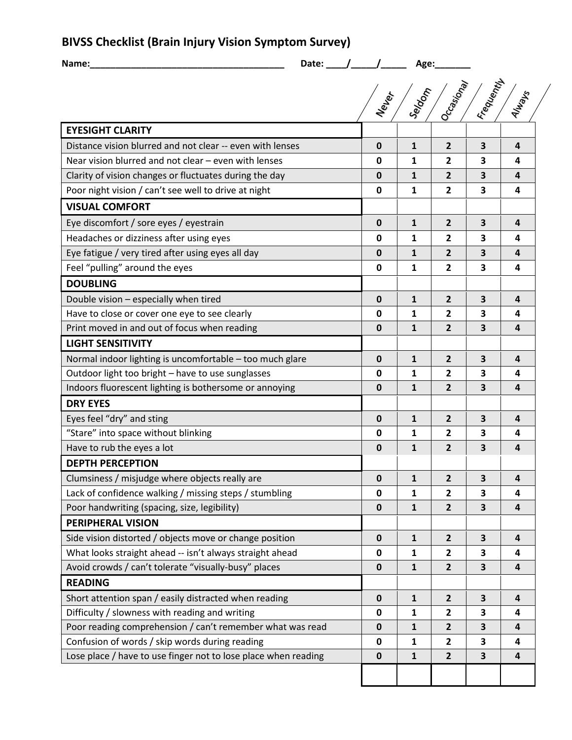# BIVSS Checklist (Brain Injury Vision Symptom Survey)

**Name:**______________________________________ **Date:** ____/_____/_____ **Age:**_______

| | Never | Seldom | Occasional | Frequently | Always |
|---|---|---|---|---|---|
| **EYESIGHT CLARITY** | | | | | |
| Distance vision blurred and not clear -- even with lenses | 0 | 1 | 2 | 3 | 4 |
| Near vision blurred and not clear – even with lenses | 0 | 1 | 2 | 3 | 4 |
| Clarity of vision changes or fluctuates during the day | 0 | 1 | 2 | 3 | 4 |
| Poor night vision / can't see well to drive at night | 0 | 1 | 2 | 3 | 4 |
| **VISUAL COMFORT** | | | | | |
| Eye discomfort / sore eyes / eyestrain | 0 | 1 | 2 | 3 | 4 |
| Headaches or dizziness after using eyes | 0 | 1 | 2 | 3 | 4 |
| Eye fatigue / very tired after using eyes all day | 0 | 1 | 2 | 3 | 4 |
| Feel "pulling" around the eyes | 0 | 1 | 2 | 3 | 4 |
| **DOUBLING** | | | | | |
| Double vision – especially when tired | 0 | 1 | 2 | 3 | 4 |
| Have to close or cover one eye to see clearly | 0 | 1 | 2 | 3 | 4 |
| Print moved in and out of focus when reading | 0 | 1 | 2 | 3 | 4 |
| **LIGHT SENSITIVITY** | | | | | |
| Normal indoor lighting is uncomfortable – too much glare | 0 | 1 | 2 | 3 | 4 |
| Outdoor light too bright – have to use sunglasses | 0 | 1 | 2 | 3 | 4 |
| Indoors fluorescent lighting is bothersome or annoying | 0 | 1 | 2 | 3 | 4 |
| **DRY EYES** | | | | | |
| Eyes feel "dry" and sting | 0 | 1 | 2 | 3 | 4 |
| "Stare" into space without blinking | 0 | 1 | 2 | 3 | 4 |
| Have to rub the eyes a lot | 0 | 1 | 2 | 3 | 4 |
| **DEPTH PERCEPTION** | | | | | |
| Clumsiness / misjudge where objects really are | 0 | 1 | 2 | 3 | 4 |
| Lack of confidence walking / missing steps / stumbling | 0 | 1 | 2 | 3 | 4 |
| Poor handwriting (spacing, size, legibility) | 0 | 1 | 2 | 3 | 4 |
| **PERIPHERAL VISION** | | | | | |
| Side vision distorted / objects move or change position | 0 | 1 | 2 | 3 | 4 |
| What looks straight ahead -- isn't always straight ahead | 0 | 1 | 2 | 3 | 4 |
| Avoid crowds / can't tolerate "visually-busy" places | 0 | 1 | 2 | 3 | 4 |
| **READING** | | | | | |
| Short attention span / easily distracted when reading | 0 | 1 | 2 | 3 | 4 |
| Difficulty / slowness with reading and writing | 0 | 1 | 2 | 3 | 4 |
| Poor reading comprehension / can't remember what was read | 0 | 1 | 2 | 3 | 4 |
| Confusion of words / skip words during reading | 0 | 1 | 2 | 3 | 4 |
| Lose place / have to use finger not to lose place when reading | 0 | 1 | 2 | 3 | 4 |
| | | | | | |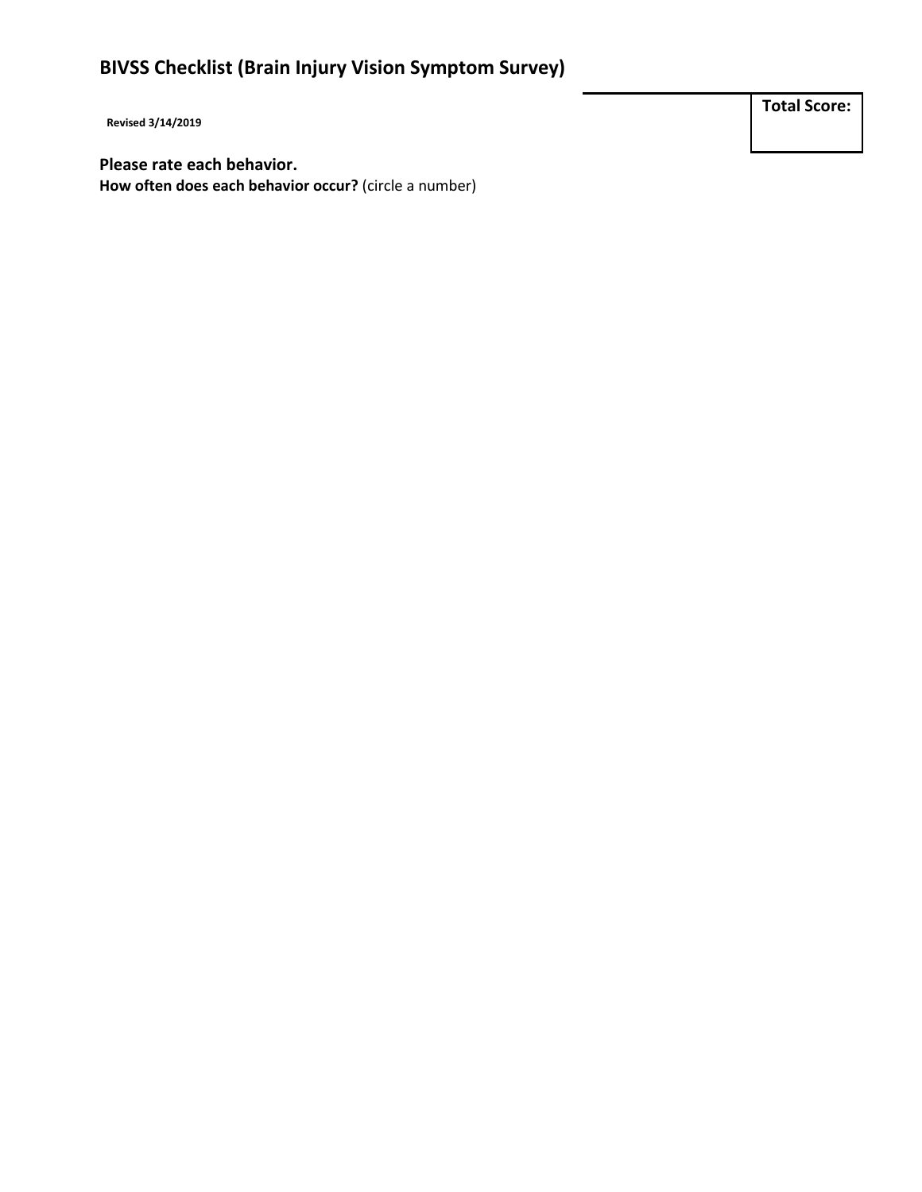# BIVSS Checklist (Brain Injury Vision Symptom Survey)

**Revised 3/14/2019**

| **Total Score:** |
| --- |
| |

**Please rate each behavior.**

**How often does each behavior occur?** (circle a number)